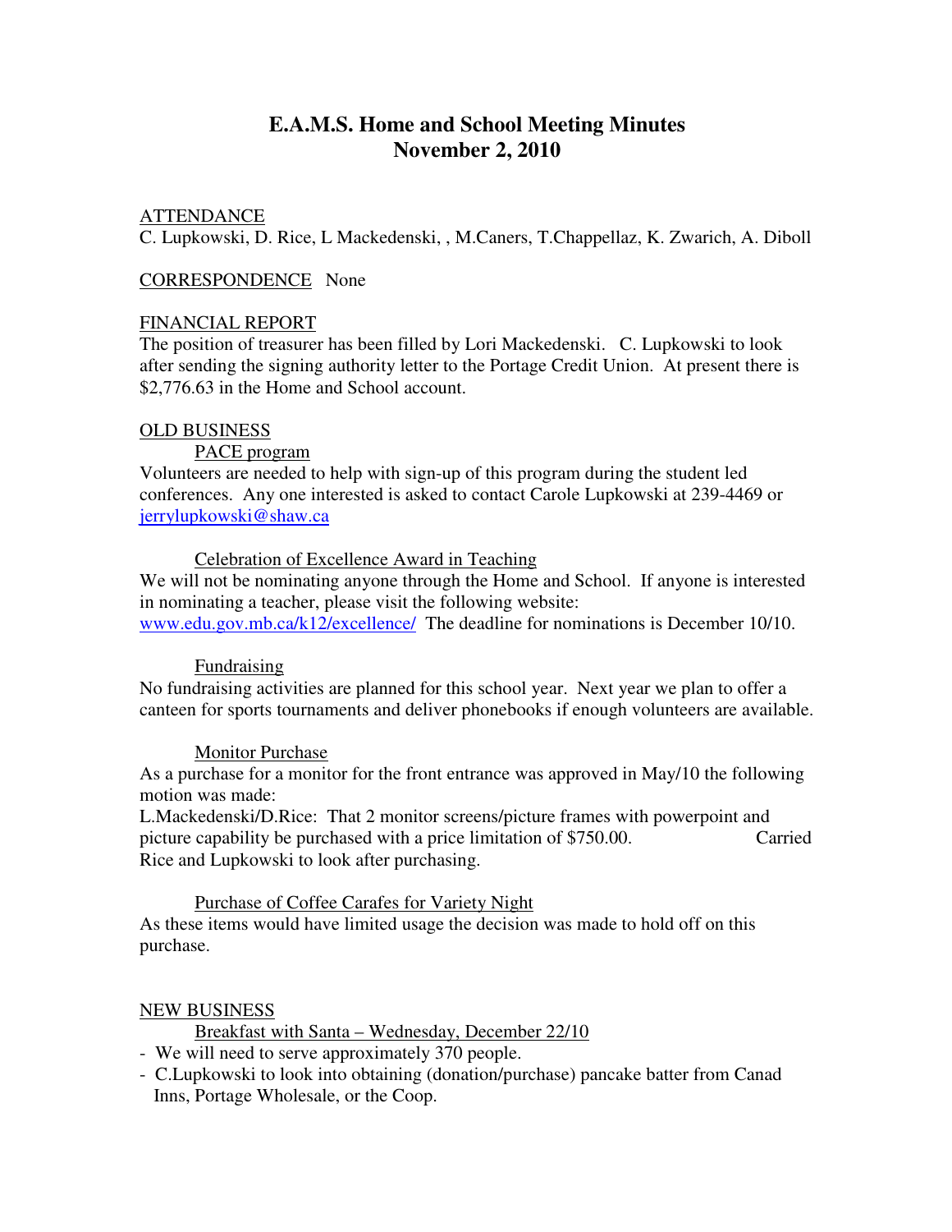# E.A.M.S. Home and School Meeting Minutes
# November 2, 2010

ATTENDANCE
C. Lupkowski, D. Rice, L Mackedenski, , M.Caners, T.Chappellaz, K. Zwarich, A. Diboll

CORRESPONDENCE None

FINANCIAL REPORT
The position of treasurer has been filled by Lori Mackedenski. C. Lupkowski to look after sending the signing authority letter to the Portage Credit Union. At present there is $2,776.63 in the Home and School account.

OLD BUSINESS

PACE program

Volunteers are needed to help with sign-up of this program during the student led conferences. Any one interested is asked to contact Carole Lupkowski at 239-4469 or jerrylupkowski@shaw.ca

Celebration of Excellence Award in Teaching

We will not be nominating anyone through the Home and School. If anyone is interested in nominating a teacher, please visit the following website: www.edu.gov.mb.ca/k12/excellence/ The deadline for nominations is December 10/10.

Fundraising

No fundraising activities are planned for this school year. Next year we plan to offer a canteen for sports tournaments and deliver phonebooks if enough volunteers are available.

Monitor Purchase

As a purchase for a monitor for the front entrance was approved in May/10 the following motion was made:

L.Mackedenski/D.Rice: That 2 monitor screens/picture frames with powerpoint and picture capability be purchased with a price limitation of $750.00. Carried

Rice and Lupkowski to look after purchasing.

Purchase of Coffee Carafes for Variety Night

As these items would have limited usage the decision was made to hold off on this purchase.

NEW BUSINESS

Breakfast with Santa – Wednesday, December 22/10

- We will need to serve approximately 370 people.
- C.Lupkowski to look into obtaining (donation/purchase) pancake batter from Canad Inns, Portage Wholesale, or the Coop.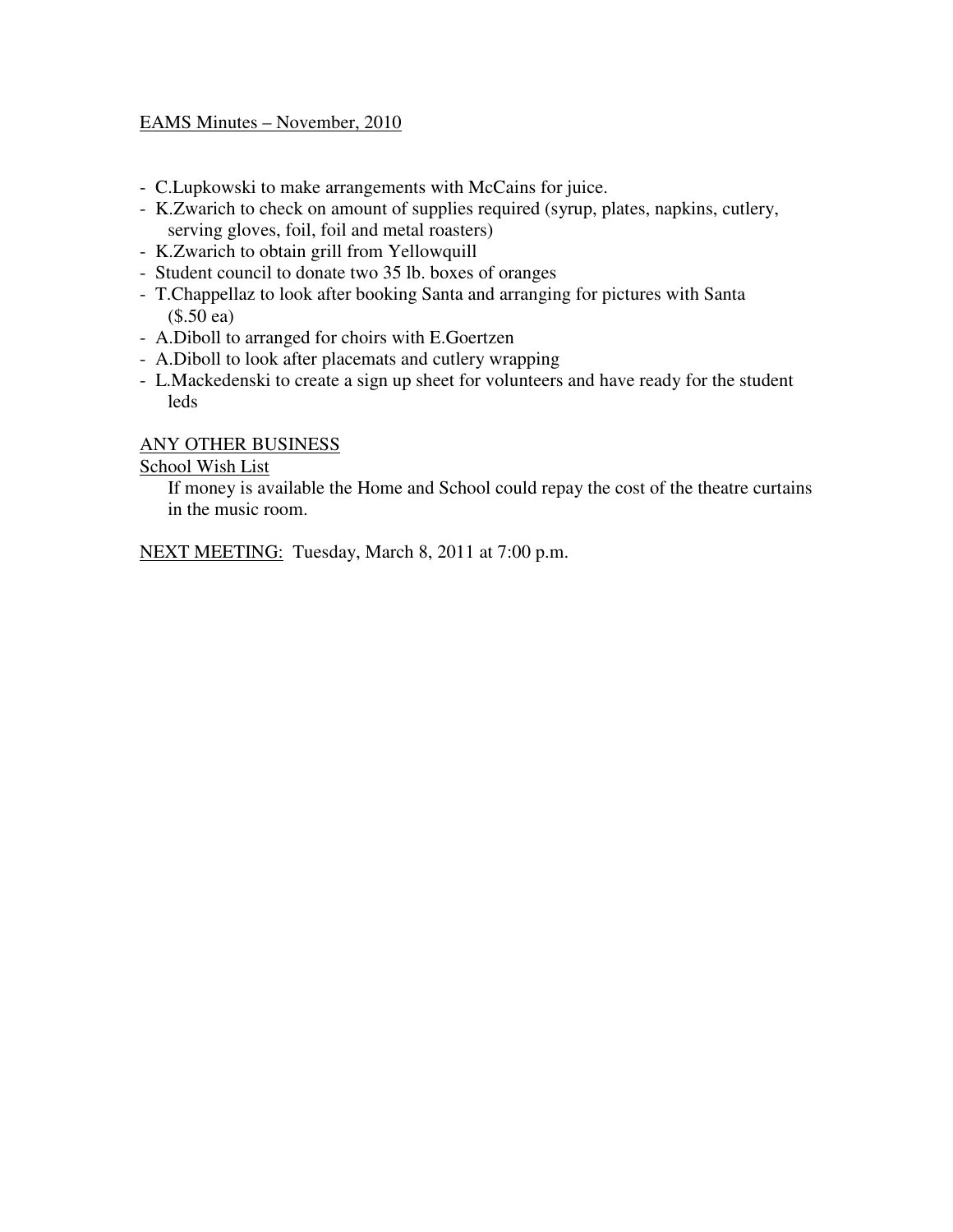EAMS Minutes – November, 2010

- C.Lupkowski to make arrangements with McCains for juice.
- K.Zwarich to check on amount of supplies required (syrup, plates, napkins, cutlery, serving gloves, foil, foil and metal roasters)
- K.Zwarich to obtain grill from Yellowquill
- Student council to donate two 35 lb. boxes of oranges
- T.Chappellaz to look after booking Santa and arranging for pictures with Santa ($.50 ea)
- A.Diboll to arranged for choirs with E.Goertzen
- A.Diboll to look after placemats and cutlery wrapping
- L.Mackedenski to create a sign up sheet for volunteers and have ready for the student leds

ANY OTHER BUSINESS

School Wish List

If money is available the Home and School could repay the cost of the theatre curtains in the music room.

NEXT MEETING: Tuesday, March 8, 2011 at 7:00 p.m.